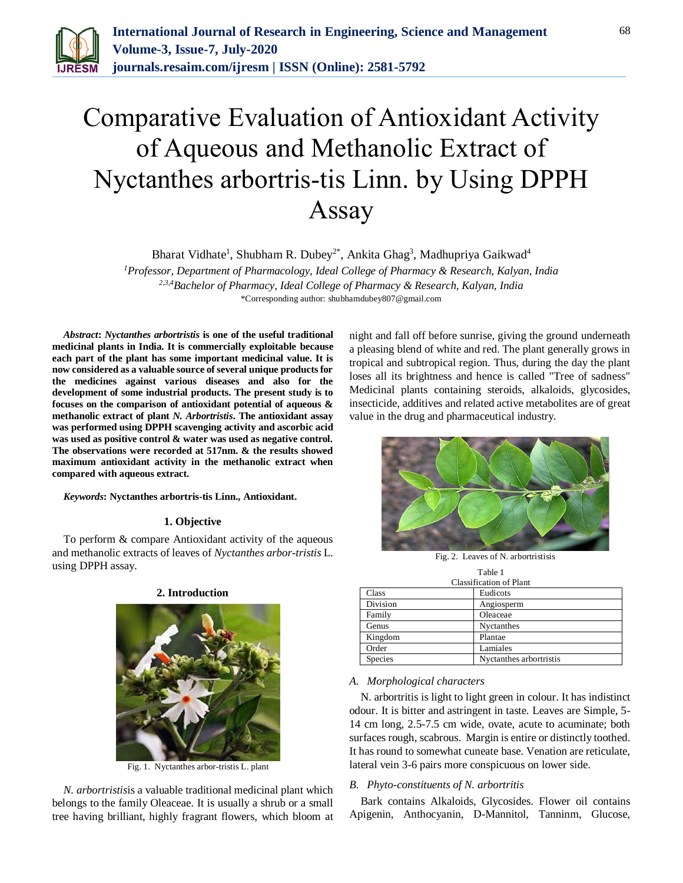# Comparative Evaluation of Antioxidant Activity of Aqueous and Methanolic Extract of Nyctanthes arbortris-tis Linn. by Using DPPH Assay

Bharat Vidhate[1], Shubham R. Dubey[2*], Ankita Ghag[3], Madhupriya Gaikwad[4]

[1]*Professor, Department of Pharmacology, Ideal College of Pharmacy & Research, Kalyan, India*
[2,3,4]*Bachelor of Pharmacy, Ideal College of Pharmacy & Research, Kalyan, India*
*Corresponding author: shubhamdubey807@gmail.com

***Abstract*: *Nyctanthes arbortristis* is one of the useful traditional medicinal plants in India. It is commercially exploitable because each part of the plant has some important medicinal value. It is now considered as a valuable source of several unique products for the medicines against various diseases and also for the development of some industrial products. The present study is to focuses on the comparison of antioxidant potential of aqueous & methanolic extract of plant *N. Arbortristis*. The antioxidant assay was performed using DPPH scavenging activity and ascorbic acid was used as positive control & water was used as negative control. The observations were recorded at 517nm. & the results showed maximum antioxidant activity in the methanolic extract when compared with aqueous extract.**

***Keywords*: Nyctanthes arbortris-tis Linn., Antioxidant.**

## 1. Objective

To perform & compare Antioxidant activity of the aqueous and methanolic extracts of leaves of *Nyctanthes arbor-tristis* L. using DPPH assay.

## 2. Introduction

Fig. 1. Nyctanthes arbor-tristis L. plant

*N. arbortristis*is a valuable traditional medicinal plant which belongs to the family Oleaceae. It is usually a shrub or a small tree having brilliant, highly fragrant flowers, which bloom at night and fall off before sunrise, giving the ground underneath a pleasing blend of white and red. The plant generally grows in tropical and subtropical region. Thus, during the day the plant loses all its brightness and hence is called "Tree of sadness" Medicinal plants containing steroids, alkaloids, glycosides, insecticide, additives and related active metabolites are of great value in the drug and pharmaceutical industry.

Fig. 2. Leaves of N. arbortristisis

Table 1
Classification of Plant

| Class | Eudicots |
|---|---|
| Division | Angiosperm |
| Family | Oleaceae |
| Genus | Nyctanthes |
| Kingdom | Plantae |
| Order | Lamiales |
| Species | Nyctanthes arbortristis |

### *A. Morphological characters*

N. arbortritis is light to light green in colour. It has indistinct odour. It is bitter and astringent in taste. Leaves are Simple, 5-14 cm long, 2.5-7.5 cm wide, ovate, acute to acuminate; both surfaces rough, scabrous. Margin is entire or distinctly toothed. It has round to somewhat cuneate base. Venation are reticulate, lateral vein 3-6 pairs more conspicuous on lower side.

### *B. Phyto-constituents of N. arbortritis*

Bark contains Alkaloids, Glycosides. Flower oil contains Apigenin, Anthocyanin, D-Mannitol, Tanninm, Glucose,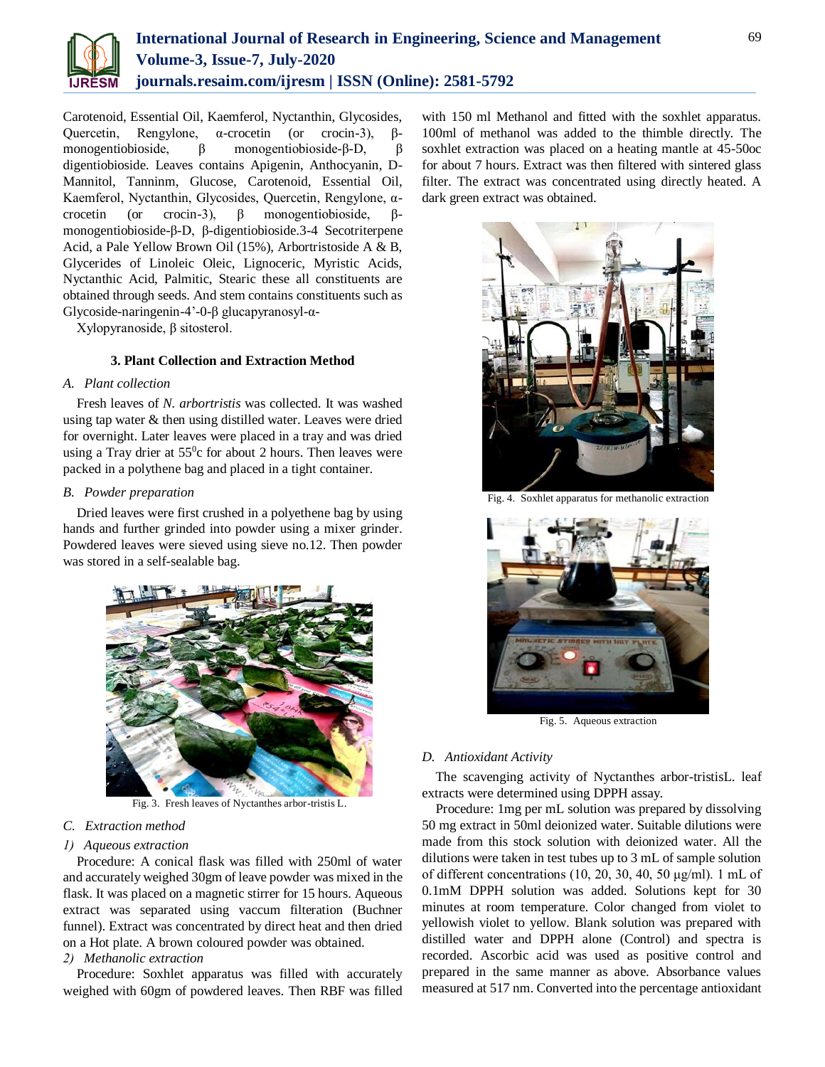Carotenoid, Essential Oil, Kaemferol, Nyctanthin, Glycosides, Quercetin, Rengylone, α-crocetin (or crocin-3), β-monogentiobioside, β monogentiobioside-β-D, β digentiobioside. Leaves contains Apigenin, Anthocyanin, D-Mannitol, Tanninm, Glucose, Carotenoid, Essential Oil, Kaemferol, Nyctanthin, Glycosides, Quercetin, Rengylone, α-crocetin (or crocin-3), β monogentiobioside, β-monogentiobioside-β-D, β-digentiobioside.3-4 Secotriterpene Acid, a Pale Yellow Brown Oil (15%), Arbortristoside A & B, Glycerides of Linoleic Oleic, Lignoceric, Myristic Acids, Nyctanthic Acid, Palmitic, Stearic these all constituents are obtained through seeds. And stem contains constituents such as Glycoside-naringenin-4'-0-β glucapyranosyl-α-Xylopyranoside, β sitosterol.

## 3. Plant Collection and Extraction Method

### A. Plant collection

Fresh leaves of *N. arbortristis* was collected. It was washed using tap water & then using distilled water. Leaves were dried for overnight. Later leaves were placed in a tray and was dried using a Tray drier at $55^0$c for about 2 hours. Then leaves were packed in a polythene bag and placed in a tight container.

### B. Powder preparation

Dried leaves were first crushed in a polyethene bag by using hands and further grinded into powder using a mixer grinder. Powdered leaves were sieved using sieve no.12. Then powder was stored in a self-sealable bag.

Fig. 3. Fresh leaves of Nyctanthes arbor-tristis L.

### C. Extraction method

#### 1) Aqueous extraction

Procedure: A conical flask was filled with 250ml of water and accurately weighed 30gm of leave powder was mixed in the flask. It was placed on a magnetic stirrer for 15 hours. Aqueous extract was separated using vaccum filteration (Buchner funnel). Extract was concentrated by direct heat and then dried on a Hot plate. A brown coloured powder was obtained.

#### 2) Methanolic extraction

Procedure: Soxhlet apparatus was filled with accurately weighed with 60gm of powdered leaves. Then RBF was filled with 150 ml Methanol and fitted with the soxhlet apparatus. 100ml of methanol was added to the thimble directly. The soxhlet extraction was placed on a heating mantle at 45-50oc for about 7 hours. Extract was then filtered with sintered glass filter. The extract was concentrated using directly heated. A dark green extract was obtained.

Fig. 4. Soxhlet apparatus for methanolic extraction

Fig. 5. Aqueous extraction

### D. Antioxidant Activity

The scavenging activity of Nyctanthes arbor-tristisL. leaf extracts were determined using DPPH assay.

Procedure: 1mg per mL solution was prepared by dissolving 50 mg extract in 50ml deionized water. Suitable dilutions were made from this stock solution with deionized water. All the dilutions were taken in test tubes up to 3 mL of sample solution of different concentrations (10, 20, 30, 40, 50 µg/ml). 1 mL of 0.1mM DPPH solution was added. Solutions kept for 30 minutes at room temperature. Color changed from violet to yellowish violet to yellow. Blank solution was prepared with distilled water and DPPH alone (Control) and spectra is recorded. Ascorbic acid was used as positive control and prepared in the same manner as above. Absorbance values measured at 517 nm. Converted into the percentage antioxidant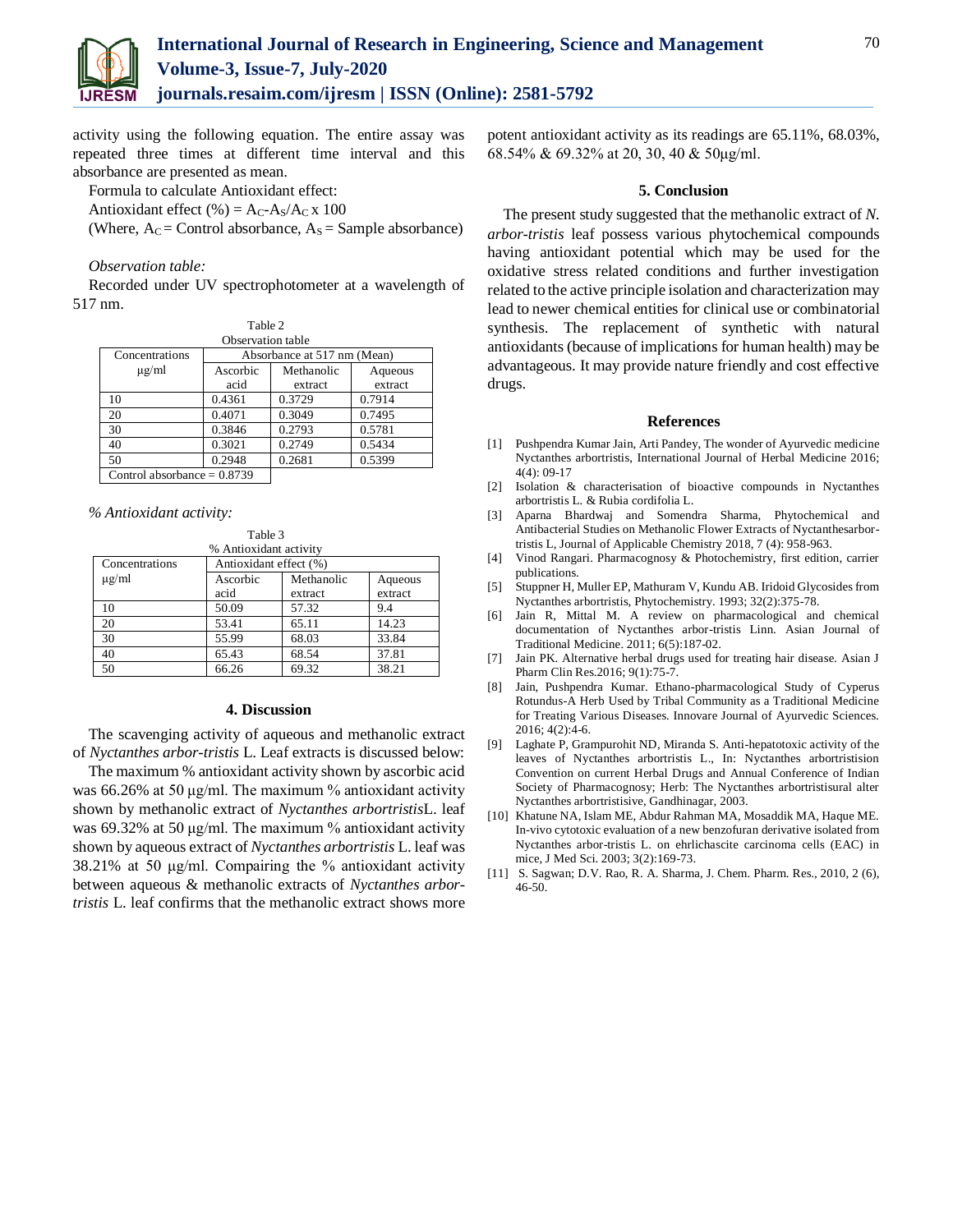activity using the following equation. The entire assay was repeated three times at different time interval and this absorbance are presented as mean.

Formula to calculate Antioxidant effect:

Antioxidant effect (%) = $A_C$-$A_S$/$A_C$ x 100

(Where, $A_C$ = Control absorbance, $A_S$ = Sample absorbance)

*Observation table:*

Recorded under UV spectrophotometer at a wavelength of 517 nm.

Table 2
Observation table

| Concentrations µg/ml | Absorbance at 517 nm (Mean) | | |
|---|---|---|---|
| | Ascorbic acid | Methanolic extract | Aqueous extract |
| 10 | 0.4361 | 0.3729 | 0.7914 |
| 20 | 0.4071 | 0.3049 | 0.7495 |
| 30 | 0.3846 | 0.2793 | 0.5781 |
| 40 | 0.3021 | 0.2749 | 0.5434 |
| 50 | 0.2948 | 0.2681 | 0.5399 |
| Control absorbance = 0.8739 | | | |

*% Antioxidant activity:*

Table 3
% Antioxidant activity

| Concentrations µg/ml | Antioxidant effect (%) | | |
|---|---|---|---|
| | Ascorbic acid | Methanolic extract | Aqueous extract |
| 10 | 50.09 | 57.32 | 9.4 |
| 20 | 53.41 | 65.11 | 14.23 |
| 30 | 55.99 | 68.03 | 33.84 |
| 40 | 65.43 | 68.54 | 37.81 |
| 50 | 66.26 | 69.32 | 38.21 |

## 4. Discussion

The scavenging activity of aqueous and methanolic extract of *Nyctanthes arbor-tristis* L. Leaf extracts is discussed below:

The maximum % antioxidant activity shown by ascorbic acid was 66.26% at 50 µg/ml. The maximum % antioxidant activity shown by methanolic extract of *Nyctanthes arbortristis*L. leaf was 69.32% at 50 µg/ml. The maximum % antioxidant activity shown by aqueous extract of *Nyctanthes arbortristis* L. leaf was 38.21% at 50 µg/ml. Compairing the % antioxidant activity between aqueous & methanolic extracts of *Nyctanthes arbor-tristis* L. leaf confirms that the methanolic extract shows more potent antioxidant activity as its readings are 65.11%, 68.03%, 68.54% & 69.32% at 20, 30, 40 & 50µg/ml.

## 5. Conclusion

The present study suggested that the methanolic extract of *N. arbor-tristis* leaf possess various phytochemical compounds having antioxidant potential which may be used for the oxidative stress related conditions and further investigation related to the active principle isolation and characterization may lead to newer chemical entities for clinical use or combinatorial synthesis. The replacement of synthetic with natural antioxidants (because of implications for human health) may be advantageous. It may provide nature friendly and cost effective drugs.

## References

[1] Pushpendra Kumar Jain, Arti Pandey, The wonder of Ayurvedic medicine Nyctanthes arbortristis, International Journal of Herbal Medicine 2016; 4(4): 09-17

[2] Isolation & characterisation of bioactive compounds in Nyctanthes arbortristis L. & Rubia cordifolia L.

[3] Aparna Bhardwaj and Somendra Sharma, Phytochemical and Antibacterial Studies on Methanolic Flower Extracts of Nyctanthesarbor-tristis L, Journal of Applicable Chemistry 2018, 7 (4): 958-963.

[4] Vinod Rangari. Pharmacognosy & Photochemistry, first edition, carrier publications.

[5] Stuppner H, Muller EP, Mathuram V, Kundu AB. Iridoid Glycosides from Nyctanthes arbortristis, Phytochemistry. 1993; 32(2):375-78.

[6] Jain R, Mittal M. A review on pharmacological and chemical documentation of Nyctanthes arbor-tristis Linn. Asian Journal of Traditional Medicine. 2011; 6(5):187-02.

[7] Jain PK. Alternative herbal drugs used for treating hair disease. Asian J Pharm Clin Res.2016; 9(1):75-7.

[8] Jain, Pushpendra Kumar. Ethano-pharmacological Study of Cyperus Rotundus-A Herb Used by Tribal Community as a Traditional Medicine for Treating Various Diseases. Innovare Journal of Ayurvedic Sciences. 2016; 4(2):4-6.

[9] Laghate P, Grampurohit ND, Miranda S. Anti-hepatotoxic activity of the leaves of Nyctanthes arbortristis L., In: Nyctanthes arbortristision Convention on current Herbal Drugs and Annual Conference of Indian Society of Pharmacognosy; Herb: The Nyctanthes arbortristisural alter Nyctanthes arbortristisive, Gandhinagar, 2003.

[10] Khatune NA, Islam ME, Abdur Rahman MA, Mosaddik MA, Haque ME. In-vivo cytotoxic evaluation of a new benzofuran derivative isolated from Nyctanthes arbor-tristis L. on ehrlichascite carcinoma cells (EAC) in mice, J Med Sci. 2003; 3(2):169-73.

[11] S. Sagwan; D.V. Rao, R. A. Sharma, J. Chem. Pharm. Res., 2010, 2 (6), 46-50.